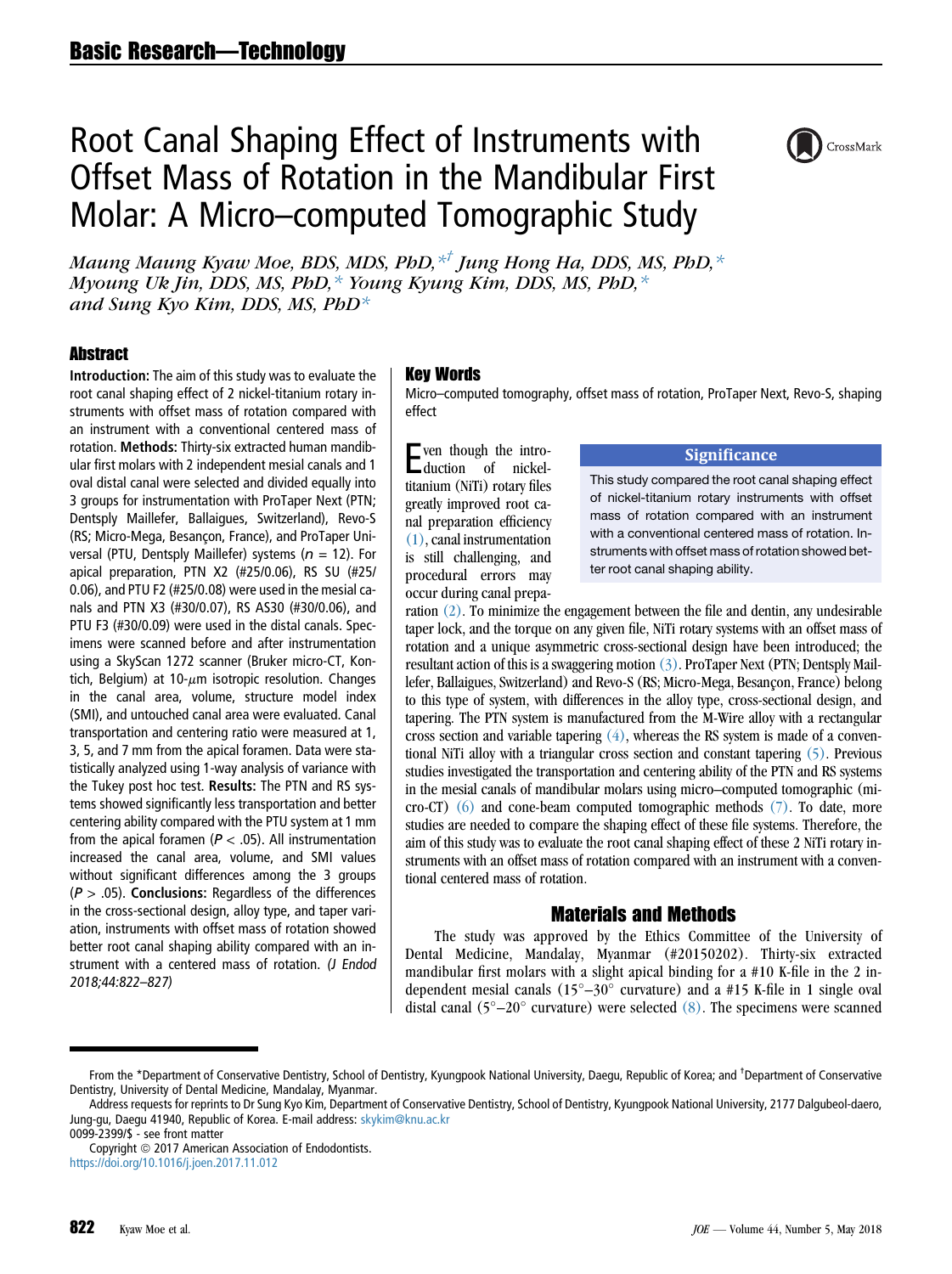# Root Canal Shaping Effect of Instruments with Offset Mass of Rotation in the Mandibular First Molar: A Micro–computed Tomographic Study

*Maung Maung Kyaw Moe, BDS, MDS, PhD,*[*†] *Jung Hong Ha, DDS, MS, PhD,*[*] *Myoung Uk Jin, DDS, MS, PhD,*[*] *Young Kyung Kim, DDS, MS, PhD,*[*] *and Sung Kyo Kim, DDS, MS, PhD*[*]

## Abstract

**Introduction:** The aim of this study was to evaluate the root canal shaping effect of 2 nickel-titanium rotary instruments with offset mass of rotation compared with an instrument with a conventional centered mass of rotation. **Methods:** Thirty-six extracted human mandibular first molars with 2 independent mesial canals and 1 oval distal canal were selected and divided equally into 3 groups for instrumentation with ProTaper Next (PTN; Dentsply Maillefer, Ballaigues, Switzerland), Revo-S (RS; Micro-Mega, Besançon, France), and ProTaper Universal (PTU, Dentsply Maillefer) systems ($n = 12$). For apical preparation, PTN X2 (#25/0.06), RS SU (#25/0.06), and PTU F2 (#25/0.08) were used in the mesial canals and PTN X3 (#30/0.07), RS AS30 (#30/0.06), and PTU F3 (#30/0.09) were used in the distal canals. Specimens were scanned before and after instrumentation using a SkyScan 1272 scanner (Bruker micro-CT, Kontich, Belgium) at 10-$\mu$m isotropic resolution. Changes in the canal area, volume, structure model index (SMI), and untouched canal area were evaluated. Canal transportation and centering ratio were measured at 1, 3, 5, and 7 mm from the apical foramen. Data were statistically analyzed using 1-way analysis of variance with the Tukey post hoc test. **Results:** The PTN and RS systems showed significantly less transportation and better centering ability compared with the PTU system at 1 mm from the apical foramen ($P < .05$). All instrumentation increased the canal area, volume, and SMI values without significant differences among the 3 groups ($P > .05$). **Conclusions:** Regardless of the differences in the cross-sectional design, alloy type, and taper variation, instruments with offset mass of rotation showed better root canal shaping ability compared with an instrument with a centered mass of rotation. *(J Endod 2018;44:822–827)*

## Key Words

Micro–computed tomography, offset mass of rotation, ProTaper Next, Revo-S, shaping effect

### Significance

This study compared the root canal shaping effect of nickel-titanium rotary instruments with offset mass of rotation compared with an instrument with a conventional centered mass of rotation. Instruments with offset mass of rotation showed better root canal shaping ability.

Even though the introduction of nickel-titanium (NiTi) rotary files greatly improved root canal preparation efficiency (1), canal instrumentation is still challenging, and procedural errors may occur during canal preparation (2). To minimize the engagement between the file and dentin, any undesirable taper lock, and the torque on any given file, NiTi rotary systems with an offset mass of rotation and a unique asymmetric cross-sectional design have been introduced; the resultant action of this is a swaggering motion (3). ProTaper Next (PTN; Dentsply Maillefer, Ballaigues, Switzerland) and Revo-S (RS; Micro-Mega, Besançon, France) belong to this type of system, with differences in the alloy type, cross-sectional design, and tapering. The PTN system is manufactured from the M-Wire alloy with a rectangular cross section and variable tapering (4), whereas the RS system is made of a conventional NiTi alloy with a triangular cross section and constant tapering (5). Previous studies investigated the transportation and centering ability of the PTN and RS systems in the mesial canals of mandibular molars using micro–computed tomographic (micro-CT) (6) and cone-beam computed tomographic methods (7). To date, more studies are needed to compare the shaping effect of these file systems. Therefore, the aim of this study was to evaluate the root canal shaping effect of these 2 NiTi rotary instruments with an offset mass of rotation compared with an instrument with a conventional centered mass of rotation.

## Materials and Methods

The study was approved by the Ethics Committee of the University of Dental Medicine, Mandalay, Myanmar (#20150202). Thirty-six extracted mandibular first molars with a slight apical binding for a #10 K-file in the 2 independent mesial canals (15°–30° curvature) and a #15 K-file in 1 single oval distal canal (5°–20° curvature) were selected (8). The specimens were scanned

From the *Department of Conservative Dentistry, School of Dentistry, Kyungpook National University, Daegu, Republic of Korea; and †Department of Conservative Dentistry, University of Dental Medicine, Mandalay, Myanmar.

Address requests for reprints to Dr Sung Kyo Kim, Department of Conservative Dentistry, School of Dentistry, Kyungpook National University, 2177 Dalgubeol-daero, Jung-gu, Daegu 41940, Republic of Korea. E-mail address: skykim@knu.ac.kr

0099-2399/$ - see front matter

Copyright © 2017 American Association of Endodontists.

https://doi.org/10.1016/j.joen.2017.11.012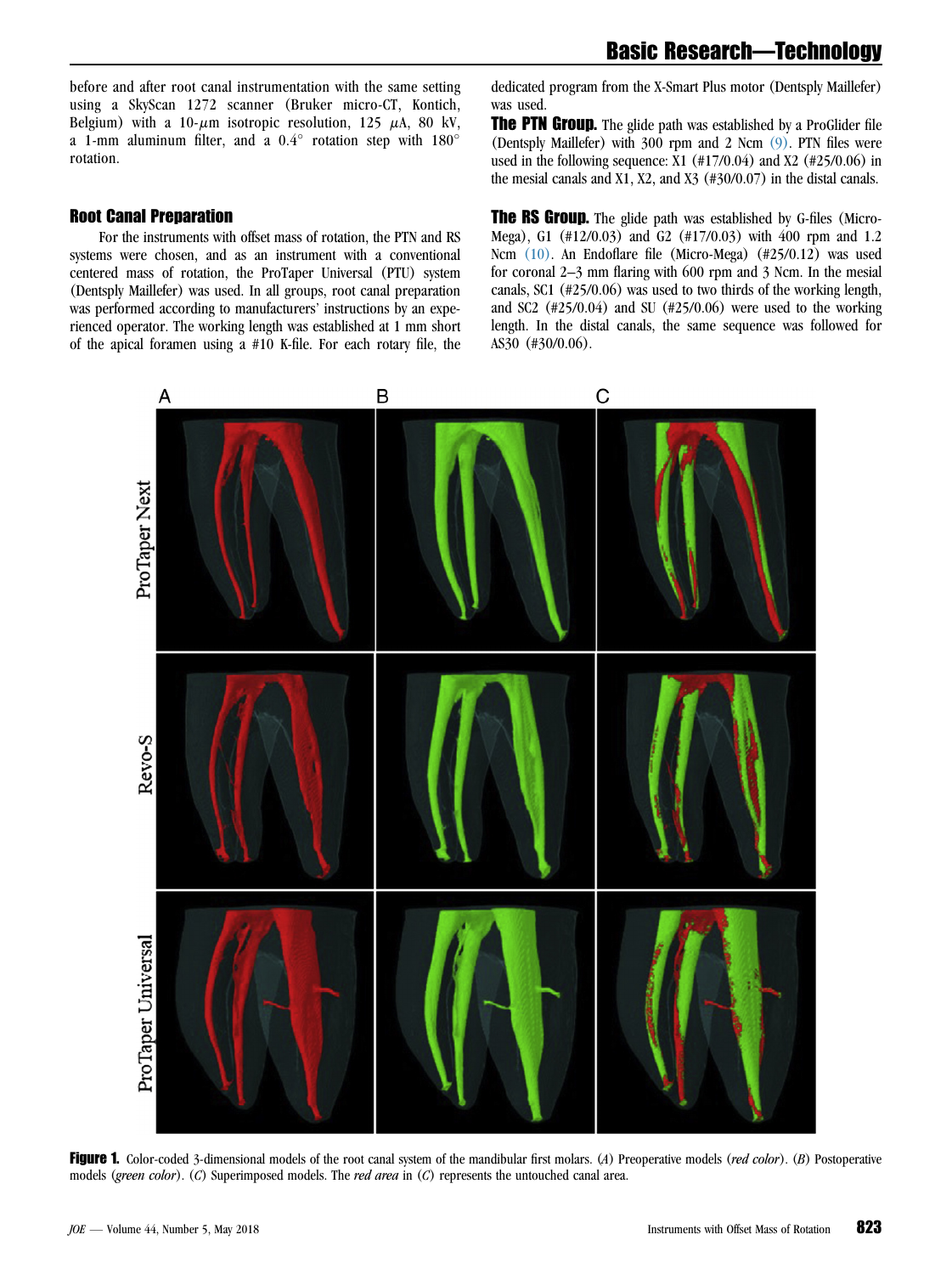before and after root canal instrumentation with the same setting using a SkyScan 1272 scanner (Bruker micro-CT, Kontich, Belgium) with a 10-$\mu$m isotropic resolution, 125 $\mu$A, 80 kV, a 1-mm aluminum filter, and a 0.4° rotation step with 180° rotation.

## Root Canal Preparation

For the instruments with offset mass of rotation, the PTN and RS systems were chosen, and as an instrument with a conventional centered mass of rotation, the ProTaper Universal (PTU) system (Dentsply Maillefer) was used. In all groups, root canal preparation was performed according to manufacturers' instructions by an experienced operator. The working length was established at 1 mm short of the apical foramen using a #10 K-file. For each rotary file, the dedicated program from the X-Smart Plus motor (Dentsply Maillefer) was used.

**The PTN Group.** The glide path was established by a ProGlider file (Dentsply Maillefer) with 300 rpm and 2 Ncm (9). PTN files were used in the following sequence: X1 (#17/0.04) and X2 (#25/0.06) in the mesial canals and X1, X2, and X3 (#30/0.07) in the distal canals.

**The RS Group.** The glide path was established by G-files (Micro-Mega), G1 (#12/0.03) and G2 (#17/0.03) with 400 rpm and 1.2 Ncm (10). An Endoflare file (Micro-Mega) (#25/0.12) was used for coronal 2–3 mm flaring with 600 rpm and 3 Ncm. In the mesial canals, SC1 (#25/0.06) was used to two thirds of the working length, and SC2 (#25/0.04) and SU (#25/0.06) were used to the working length. In the distal canals, the same sequence was followed for AS30 (#30/0.06).

**Figure 1.** Color-coded 3-dimensional models of the root canal system of the mandibular first molars. (*A*) Preoperative models (*red color*). (*B*) Postoperative models (*green color*). (*C*) Superimposed models. The *red area* in (*C*) represents the untouched canal area.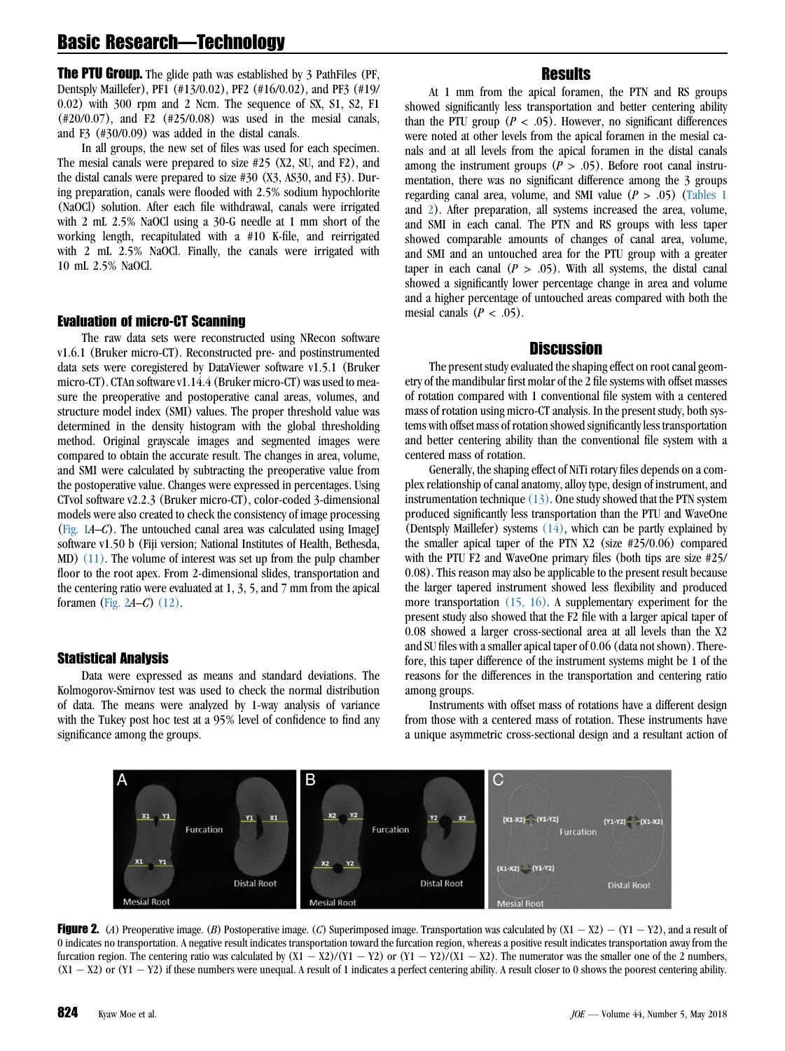**The PTU Group.** The glide path was established by 3 PathFiles (PF, Dentsply Maillefer), PF1 (#13/0.02), PF2 (#16/0.02), and PF3 (#19/0.02) with 300 rpm and 2 Ncm. The sequence of SX, S1, S2, F1 (#20/0.07), and F2 (#25/0.08) was used in the mesial canals, and F3 (#30/0.09) was added in the distal canals.

In all groups, the new set of files was used for each specimen. The mesial canals were prepared to size #25 (X2, SU, and F2), and the distal canals were prepared to size #30 (X3, AS30, and F3). During preparation, canals were flooded with 2.5% sodium hypochlorite (NaOCl) solution. After each file withdrawal, canals were irrigated with 2 mL 2.5% NaOCl using a 30-G needle at 1 mm short of the working length, recapitulated with a #10 K-file, and reirrigated with 2 mL 2.5% NaOCl. Finally, the canals were irrigated with 10 mL 2.5% NaOCl.

### Evaluation of micro-CT Scanning

The raw data sets were reconstructed using NRecon software v1.6.1 (Bruker micro-CT). Reconstructed pre- and postinstrumented data sets were coregistered by DataViewer software v1.5.1 (Bruker micro-CT). CTAn software v1.14.4 (Bruker micro-CT) was used to measure the preoperative and postoperative canal areas, volumes, and structure model index (SMI) values. The proper threshold value was determined in the density histogram with the global thresholding method. Original grayscale images and segmented images were compared to obtain the accurate result. The changes in area, volume, and SMI were calculated by subtracting the preoperative value from the postoperative value. Changes were expressed in percentages. Using CTvol software v2.2.3 (Bruker micro-CT), color-coded 3-dimensional models were also created to check the consistency of image processing (Fig. 1*A–C*). The untouched canal area was calculated using ImageJ software v1.50 b (Fiji version; National Institutes of Health, Bethesda, MD) (11). The volume of interest was set up from the pulp chamber floor to the root apex. From 2-dimensional slides, transportation and the centering ratio were evaluated at 1, 3, 5, and 7 mm from the apical foramen (Fig. 2*A–C*) (12).

### Statistical Analysis

Data were expressed as means and standard deviations. The Kolmogorov-Smirnov test was used to check the normal distribution of data. The means were analyzed by 1-way analysis of variance with the Tukey post hoc test at a 95% level of confidence to find any significance among the groups.

## Results

At 1 mm from the apical foramen, the PTN and RS groups showed significantly less transportation and better centering ability than the PTU group ($P < .05$). However, no significant differences were noted at other levels from the apical foramen in the mesial canals and at all levels from the apical foramen in the distal canals among the instrument groups ($P > .05$). Before root canal instrumentation, there was no significant difference among the 3 groups regarding canal area, volume, and SMI value ($P > .05$) (Tables 1 and 2). After preparation, all systems increased the area, volume, and SMI in each canal. The PTN and RS groups with less taper showed comparable amounts of changes of canal area, volume, and SMI and an untouched area for the PTU group with a greater taper in each canal ($P > .05$). With all systems, the distal canal showed a significantly lower percentage change in area and volume and a higher percentage of untouched areas compared with both the mesial canals ($P < .05$).

## Discussion

The present study evaluated the shaping effect on root canal geometry of the mandibular first molar of the 2 file systems with offset masses of rotation compared with 1 conventional file system with a centered mass of rotation using micro-CT analysis. In the present study, both systems with offset mass of rotation showed significantly less transportation and better centering ability than the conventional file system with a centered mass of rotation.

Generally, the shaping effect of NiTi rotary files depends on a complex relationship of canal anatomy, alloy type, design of instrument, and instrumentation technique (13). One study showed that the PTN system produced significantly less transportation than the PTU and WaveOne (Dentsply Maillefer) systems (14), which can be partly explained by the smaller apical taper of the PTN X2 (size #25/0.06) compared with the PTU F2 and WaveOne primary files (both tips are size #25/0.08). This reason may also be applicable to the present result because the larger tapered instrument showed less flexibility and produced more transportation (15, 16). A supplementary experiment for the present study also showed that the F2 file with a larger apical taper of 0.08 showed a larger cross-sectional area at all levels than the X2 and SU files with a smaller apical taper of 0.06 (data not shown). Therefore, this taper difference of the instrument systems might be 1 of the reasons for the differences in the transportation and centering ratio among groups.

Instruments with offset mass of rotations have a different design from those with a centered mass of rotation. These instruments have a unique asymmetric cross-sectional design and a resultant action of

**Figure 2.** (*A*) Preoperative image. (*B*) Postoperative image. (*C*) Superimposed image. Transportation was calculated by (X1 − X2) − (Y1 − Y2), and a result of 0 indicates no transportation. A negative result indicates transportation toward the furcation region, whereas a positive result indicates transportation away from the furcation region. The centering ratio was calculated by (X1 − X2)/(Y1 − Y2) or (Y1 − Y2)/(X1 − X2). The numerator was the smaller one of the 2 numbers, (X1 − X2) or (Y1 − Y2) if these numbers were unequal. A result of 1 indicates a perfect centering ability. A result closer to 0 shows the poorest centering ability.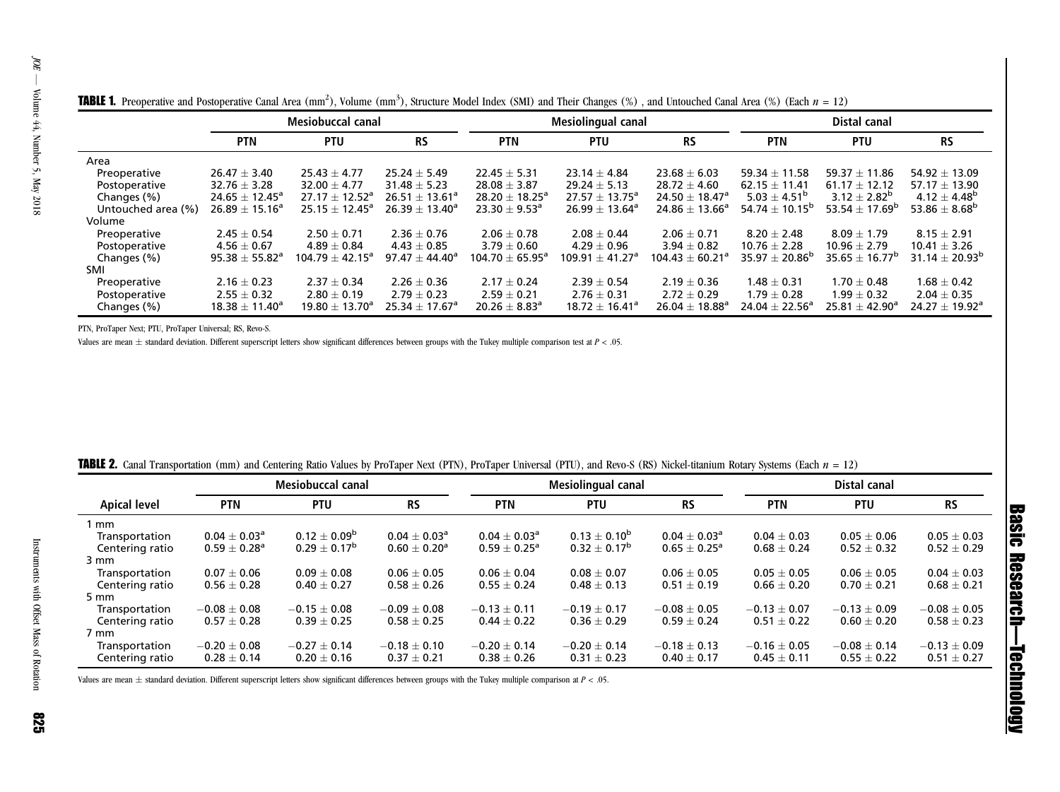**TABLE 1.** Preoperative and Postoperative Canal Area ($mm^2$), Volume ($mm^3$), Structure Model Index (SMI) and Their Changes (%), and Untouched Canal Area (%) (Each $n = 12$)

| | Mesiobuccal canal | | | Mesiolingual canal | | | Distal canal | | |
|---|---|---|---|---|---|---|---|---|---|
| | PTN | PTU | RS | PTN | PTU | RS | PTN | PTU | RS |
| Area | | | | | | | | | |
| Preoperative | 26.47 ± 3.40 | 25.43 ± 4.77 | 25.24 ± 5.49 | 22.45 ± 5.31 | 23.14 ± 4.84 | 23.68 ± 6.03 | 59.34 ± 11.58 | 59.37 ± 11.86 | 54.92 ± 13.09 |
| Postoperative | 32.76 ± 3.28 | 32.00 ± 4.77 | 31.48 ± 5.23 | 28.08 ± 3.87 | 29.24 ± 5.13 | 28.72 ± 4.60 | 62.15 ± 11.41 | 61.17 ± 12.12 | 57.17 ± 13.90 |
| Changes (%) | 24.65 ± 12.45[a] | 27.17 ± 12.52[a] | 26.51 ± 13.61[a] | 28.20 ± 18.25[a] | 27.57 ± 13.75[a] | 24.50 ± 18.47[a] | 5.03 ± 4.51[b] | 3.12 ± 2.82[b] | 4.12 ± 4.48[b] |
| Untouched area (%) | 26.89 ± 15.16[a] | 25.15 ± 12.45[a] | 26.39 ± 13.40[a] | 23.30 ± 9.53[a] | 26.99 ± 13.64[a] | 24.86 ± 13.66[a] | 54.74 ± 10.15[b] | 53.54 ± 17.69[b] | 53.86 ± 8.68[b] |
| Volume | | | | | | | | | |
| Preoperative | 2.45 ± 0.54 | 2.50 ± 0.71 | 2.36 ± 0.76 | 2.06 ± 0.78 | 2.08 ± 0.44 | 2.06 ± 0.71 | 8.20 ± 2.48 | 8.09 ± 1.79 | 8.15 ± 2.91 |
| Postoperative | 4.56 ± 0.67 | 4.89 ± 0.84 | 4.43 ± 0.85 | 3.79 ± 0.60 | 4.29 ± 0.96 | 3.94 ± 0.82 | 10.76 ± 2.28 | 10.96 ± 2.79 | 10.41 ± 3.26 |
| Changes (%) | 95.38 ± 55.82[a] | 104.79 ± 42.15[a] | 97.47 ± 44.40[a] | 104.70 ± 65.95[a] | 109.91 ± 41.27[a] | 104.43 ± 60.21[a] | 35.97 ± 20.86[b] | 35.65 ± 16.77[b] | 31.14 ± 20.93[b] |
| SMI | | | | | | | | | |
| Preoperative | 2.16 ± 0.23 | 2.37 ± 0.34 | 2.26 ± 0.36 | 2.17 ± 0.24 | 2.39 ± 0.54 | 2.19 ± 0.36 | 1.48 ± 0.31 | 1.70 ± 0.48 | 1.68 ± 0.42 |
| Postoperative | 2.55 ± 0.32 | 2.80 ± 0.19 | 2.79 ± 0.23 | 2.59 ± 0.21 | 2.76 ± 0.31 | 2.72 ± 0.29 | 1.79 ± 0.28 | 1.99 ± 0.32 | 2.04 ± 0.35 |
| Changes (%) | 18.38 ± 11.40[a] | 19.80 ± 13.70[a] | 25.34 ± 17.67[a] | 20.26 ± 8.83[a] | 18.72 ± 16.41[a] | 26.04 ± 18.88[a] | 24.04 ± 22.56[a] | 25.81 ± 42.90[a] | 24.27 ± 19.92[a] |

PTN, ProTaper Next; PTU, ProTaper Universal; RS, Revo-S.

Values are mean ± standard deviation. Different superscript letters show significant differences between groups with the Tukey multiple comparison test at $P < .05$.

**TABLE 2.** Canal Transportation (mm) and Centering Ratio Values by ProTaper Next (PTN), ProTaper Universal (PTU), and Revo-S (RS) Nickel-titanium Rotary Systems (Each $n = 12$)

| | Mesiobuccal canal | | | Mesiolingual canal | | | Distal canal | | |
|---|---|---|---|---|---|---|---|---|---|
| Apical level | PTN | PTU | RS | PTN | PTU | RS | PTN | PTU | RS |
| 1 mm | | | | | | | | | |
| Transportation | 0.04 ± 0.03[a] | 0.12 ± 0.09[b] | 0.04 ± 0.03[a] | 0.04 ± 0.03[a] | 0.13 ± 0.10[b] | 0.04 ± 0.03[a] | 0.04 ± 0.03 | 0.05 ± 0.06 | 0.05 ± 0.03 |
| Centering ratio | 0.59 ± 0.28[a] | 0.29 ± 0.17[b] | 0.60 ± 0.20[a] | 0.59 ± 0.25[a] | 0.32 ± 0.17[b] | 0.65 ± 0.25[a] | 0.68 ± 0.24 | 0.52 ± 0.32 | 0.52 ± 0.29 |
| 3 mm | | | | | | | | | |
| Transportation | 0.07 ± 0.06 | 0.09 ± 0.08 | 0.06 ± 0.05 | 0.06 ± 0.04 | 0.08 ± 0.07 | 0.06 ± 0.05 | 0.05 ± 0.05 | 0.06 ± 0.05 | 0.04 ± 0.03 |
| Centering ratio | 0.56 ± 0.28 | 0.40 ± 0.27 | 0.58 ± 0.26 | 0.55 ± 0.24 | 0.48 ± 0.13 | 0.51 ± 0.19 | 0.66 ± 0.20 | 0.70 ± 0.21 | 0.68 ± 0.21 |
| 5 mm | | | | | | | | | |
| Transportation | −0.08 ± 0.08 | −0.15 ± 0.08 | −0.09 ± 0.08 | −0.13 ± 0.11 | −0.19 ± 0.17 | −0.08 ± 0.05 | −0.13 ± 0.07 | −0.13 ± 0.09 | −0.08 ± 0.05 |
| Centering ratio | 0.57 ± 0.28 | 0.39 ± 0.25 | 0.58 ± 0.25 | 0.44 ± 0.22 | 0.36 ± 0.29 | 0.59 ± 0.24 | 0.51 ± 0.22 | 0.60 ± 0.20 | 0.58 ± 0.23 |
| 7 mm | | | | | | | | | |
| Transportation | −0.20 ± 0.08 | −0.27 ± 0.14 | −0.18 ± 0.10 | −0.20 ± 0.14 | −0.20 ± 0.14 | −0.18 ± 0.13 | −0.16 ± 0.05 | −0.08 ± 0.14 | −0.13 ± 0.09 |
| Centering ratio | 0.28 ± 0.14 | 0.20 ± 0.16 | 0.37 ± 0.21 | 0.38 ± 0.26 | 0.31 ± 0.23 | 0.40 ± 0.17 | 0.45 ± 0.11 | 0.55 ± 0.22 | 0.51 ± 0.27 |

Values are mean ± standard deviation. Different superscript letters show significant differences between groups with the Tukey multiple comparison at $P < .05$.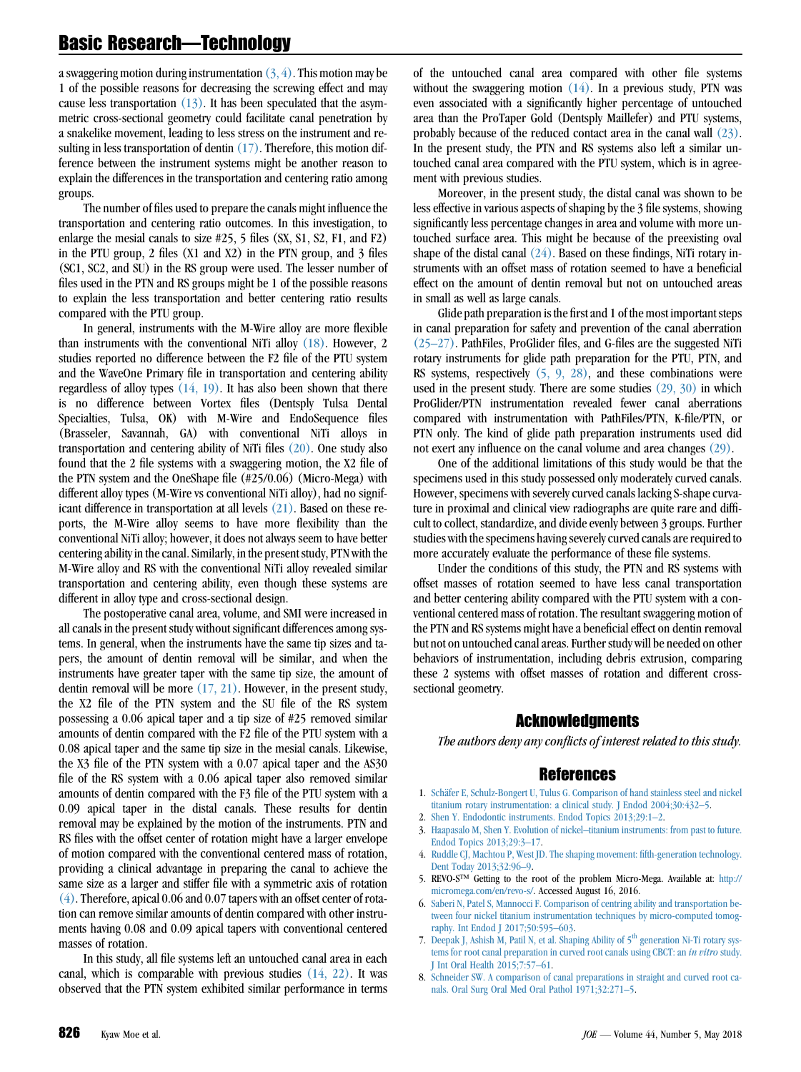a swaggering motion during instrumentation (3, 4). This motion may be 1 of the possible reasons for decreasing the screwing effect and may cause less transportation (13). It has been speculated that the asymmetric cross-sectional geometry could facilitate canal penetration by a snakelike movement, leading to less stress on the instrument and resulting in less transportation of dentin (17). Therefore, this motion difference between the instrument systems might be another reason to explain the differences in the transportation and centering ratio among groups.

The number of files used to prepare the canals might influence the transportation and centering ratio outcomes. In this investigation, to enlarge the mesial canals to size #25, 5 files (SX, S1, S2, F1, and F2) in the PTU group, 2 files (X1 and X2) in the PTN group, and 3 files (SC1, SC2, and SU) in the RS group were used. The lesser number of files used in the PTN and RS groups might be 1 of the possible reasons to explain the less transportation and better centering ratio results compared with the PTU group.

In general, instruments with the M-Wire alloy are more flexible than instruments with the conventional NiTi alloy (18). However, 2 studies reported no difference between the F2 file of the PTU system and the WaveOne Primary file in transportation and centering ability regardless of alloy types (14, 19). It has also been shown that there is no difference between Vortex files (Dentsply Tulsa Dental Specialties, Tulsa, OK) with M-Wire and EndoSequence files (Brasseler, Savannah, GA) with conventional NiTi alloys in transportation and centering ability of NiTi files (20). One study also found that the 2 file systems with a swaggering motion, the X2 file of the PTN system and the OneShape file (#25/0.06) (Micro-Mega) with different alloy types (M-Wire vs conventional NiTi alloy), had no significant difference in transportation at all levels (21). Based on these reports, the M-Wire alloy seems to have more flexibility than the conventional NiTi alloy; however, it does not always seem to have better centering ability in the canal. Similarly, in the present study, PTN with the M-Wire alloy and RS with the conventional NiTi alloy revealed similar transportation and centering ability, even though these systems are different in alloy type and cross-sectional design.

The postoperative canal area, volume, and SMI were increased in all canals in the present study without significant differences among systems. In general, when the instruments have the same tip sizes and tapers, the amount of dentin removal will be similar, and when the instruments have greater taper with the same tip size, the amount of dentin removal will be more (17, 21). However, in the present study, the X2 file of the PTN system and the SU file of the RS system possessing a 0.06 apical taper and a tip size of #25 removed similar amounts of dentin compared with the F2 file of the PTU system with a 0.08 apical taper and the same tip size in the mesial canals. Likewise, the X3 file of the PTN system with a 0.07 apical taper and the AS30 file of the RS system with a 0.06 apical taper also removed similar amounts of dentin compared with the F3 file of the PTU system with a 0.09 apical taper in the distal canals. These results for dentin removal may be explained by the motion of the instruments. PTN and RS files with the offset center of rotation might have a larger envelope of motion compared with the conventional centered mass of rotation, providing a clinical advantage in preparing the canal to achieve the same size as a larger and stiffer file with a symmetric axis of rotation (4). Therefore, apical 0.06 and 0.07 tapers with an offset center of rotation can remove similar amounts of dentin compared with other instruments having 0.08 and 0.09 apical tapers with conventional centered masses of rotation.

In this study, all file systems left an untouched canal area in each canal, which is comparable with previous studies (14, 22). It was observed that the PTN system exhibited similar performance in terms of the untouched canal area compared with other file systems without the swaggering motion (14). In a previous study, PTN was even associated with a significantly higher percentage of untouched area than the ProTaper Gold (Dentsply Maillefer) and PTU systems, probably because of the reduced contact area in the canal wall (23). In the present study, the PTN and RS systems also left a similar untouched canal area compared with the PTU system, which is in agreement with previous studies.

Moreover, in the present study, the distal canal was shown to be less effective in various aspects of shaping by the 3 file systems, showing significantly less percentage changes in area and volume with more untouched surface area. This might be because of the preexisting oval shape of the distal canal (24). Based on these findings, NiTi rotary instruments with an offset mass of rotation seemed to have a beneficial effect on the amount of dentin removal but not on untouched areas in small as well as large canals.

Glide path preparation is the first and 1 of the most important steps in canal preparation for safety and prevention of the canal aberration (25–27). PathFiles, ProGlider files, and G-files are the suggested NiTi rotary instruments for glide path preparation for the PTU, PTN, and RS systems, respectively (5, 9, 28), and these combinations were used in the present study. There are some studies (29, 30) in which ProGlider/PTN instrumentation revealed fewer canal aberrations compared with instrumentation with PathFiles/PTN, K-file/PTN, or PTN only. The kind of glide path preparation instruments used did not exert any influence on the canal volume and area changes (29).

One of the additional limitations of this study would be that the specimens used in this study possessed only moderately curved canals. However, specimens with severely curved canals lacking S-shape curvature in proximal and clinical view radiographs are quite rare and difficult to collect, standardize, and divide evenly between 3 groups. Further studies with the specimens having severely curved canals are required to more accurately evaluate the performance of these file systems.

Under the conditions of this study, the PTN and RS systems with offset masses of rotation seemed to have less canal transportation and better centering ability compared with the PTU system with a conventional centered mass of rotation. The resultant swaggering motion of the PTN and RS systems might have a beneficial effect on dentin removal but not on untouched canal areas. Further study will be needed on other behaviors of instrumentation, including debris extrusion, comparing these 2 systems with offset masses of rotation and different cross-sectional geometry.

## Acknowledgments

*The authors deny any conflicts of interest related to this study.*

## References

1. Schäfer E, Schulz-Bongert U, Tulus G. Comparison of hand stainless steel and nickel titanium rotary instrumentation: a clinical study. J Endod 2004;30:432–5.
2. Shen Y. Endodontic instruments. Endod Topics 2013;29:1–2.
3. Haapasalo M, Shen Y. Evolution of nickel–titanium instruments: from past to future. Endod Topics 2013;29:3–17.
4. Ruddle CJ, Machtou P, West JD. The shaping movement: fifth-generation technology. Dent Today 2013;32:96–9.
5. REVO-S™ Getting to the root of the problem Micro-Mega. Available at: http://micromega.com/en/revo-s/. Accessed August 16, 2016.
6. Saberi N, Patel S, Mannocci F. Comparison of centring ability and transportation between four nickel titanium instrumentation techniques by micro-computed tomography. Int Endod J 2017;50:595–603.
7. Deepak J, Ashish M, Patil N, et al. Shaping Ability of 5th generation Ni-Ti rotary systems for root canal preparation in curved root canals using CBCT: an *in vitro* study. J Int Oral Health 2015;7:57–61.
8. Schneider SW. A comparison of canal preparations in straight and curved root canals. Oral Surg Oral Med Oral Pathol 1971;32:271–5.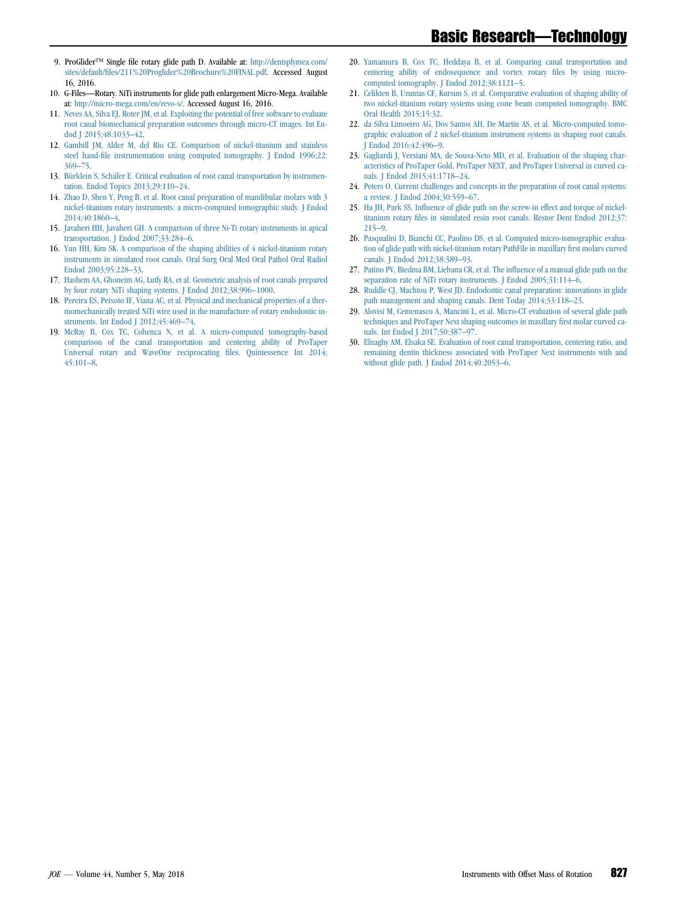9. ProGlider™ Single file rotary glide path D. Available at: http://dentsplymea.com/sites/default/files/211%20Proglider%20Brochure%20FINAL.pdf. Accessed August 16, 2016.
10. G-Files—Rotary. NiTi instruments for glide path enlargement Micro-Mega. Available at: http://micro-mega.com/en/revo-s/. Accessed August 16, 2016.
11. Neves AA, Silva EJ, Roter JM, et al. Exploiting the potential of free software to evaluate root canal biomechanical preparation outcomes through micro-CT images. Int Endod J 2015;48:1033–42.
12. Gambill JM, Alder M, del Rio CE. Comparison of nickel-titanium and stainless steel hand-file instrumentation using computed tomography. J Endod 1996;22:369–75.
13. Bürklein S, Schäfer E. Critical evaluation of root canal transportation by instrumentation. Endod Topics 2013;29:110–24.
14. Zhao D, Shen Y, Peng B, et al. Root canal preparation of mandibular molars with 3 nickel-titanium rotary instruments: a micro-computed tomographic study. J Endod 2014;40:1860–4.
15. Javaheri HH, Javaheri GH. A comparison of three Ni-Ti rotary instruments in apical transportation. J Endod 2007;33:284–6.
16. Yun HH, Kim SK. A comparison of the shaping abilities of 4 nickel-titanium rotary instruments in simulated root canals. Oral Surg Oral Med Oral Pathol Oral Radiol Endod 2003;95:228–33.
17. Hashem AA, Ghoneim AG, Lutfy RA, et al. Geometric analysis of root canals prepared by four rotary NiTi shaping systems. J Endod 2012;38:996–1000.
18. Pereira ES, Peixoto IF, Viana AC, et al. Physical and mechanical properties of a thermomechanically treated NiTi wire used in the manufacture of rotary endodontic instruments. Int Endod J 2012;45:469–74.
19. McRay B, Cox TC, Cohenca N, et al. A micro-computed tomography-based comparison of the canal transportation and centering ability of ProTaper Universal rotary and WaveOne reciprocating files. Quintessence Int 2014;45:101–8.
20. Yamamura B, Cox TC, Heddaya B, et al. Comparing canal transportation and centering ability of endosequence and vortex rotary files by using micro-computed tomography. J Endod 2012;38:1121–5.
21. Celikten B, Uzuntas CF, Kursun S, et al. Comparative evaluation of shaping ability of two nickel-titanium rotary systems using cone beam computed tomography. BMC Oral Health 2015;15:32.
22. da Silva Limoeiro AG, Dos Santos AH, De Martin AS, et al. Micro-computed tomographic evaluation of 2 nickel-titanium instrument systems in shaping root canals. J Endod 2016;42:496–9.
23. Gagliardi J, Versiani MA, de Sousa-Neto MD, et al. Evaluation of the shaping characteristics of ProTaper Gold, ProTaper NEXT, and ProTaper Universal in curved canals. J Endod 2015;41:1718–24.
24. Peters O. Current challenges and concepts in the preparation of root canal systems: a review. J Endod 2004;30:559–67.
25. Ha JH, Park SS. Influence of glide path on the screw-in effect and torque of nickel-titanium rotary files in simulated resin root canals. Restor Dent Endod 2012;37:215–9.
26. Pasqualini D, Bianchi CC, Paolino DS, et al. Computed micro-tomographic evaluation of glide path with nickel-titanium rotary PathFile in maxillary first molars curved canals. J Endod 2012;38:389–93.
27. Patino PV, Biedma BM, Liebana CR, et al. The influence of a manual glide path on the separation rate of NiTi rotary instruments. J Endod 2005;31:114–6.
28. Ruddle CJ, Machtou P, West JD. Endodontic canal preparation: innovations in glide path management and shaping canals. Dent Today 2014;33:118–23.
29. Alovisi M, Cemenasco A, Mancini L, et al. Micro-CT evaluation of several glide path techniques and ProTaper Next shaping outcomes in maxillary first molar curved canals. Int Endod J 2017;50:387–97.
30. Elnaghy AM, Elsaka SE. Evaluation of root canal transportation, centering ratio, and remaining dentin thickness associated with ProTaper Next instruments with and without glide path. J Endod 2014;40:2053–6.